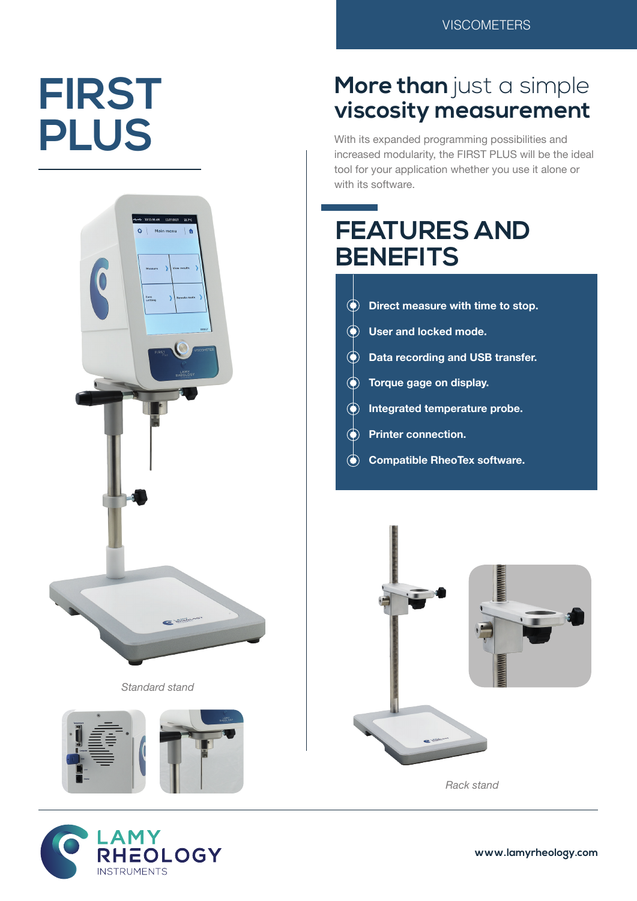VISCOMETERS

# FIRST PLUS

## More than just a simple viscosity measurement

With its expanded programming possibilities and increased modularity, the FIRST PLUS will be the ideal tool for your application whether you use it alone or with its software.

## FEATURES AND BENEFITS

- **Direct measure with time to stop.**
- **User and locked mode.**
- **Data recording and USB transfer.**
- **Torque gage on display.**
- **Integrated temperature probe.**
- **Printer connection.**
- **Compatible RheoTex software.**

*Standard stand*

*Rack stand*

LAMY RHEOLOGY INSTRUMENTS

www.lamyrheology.com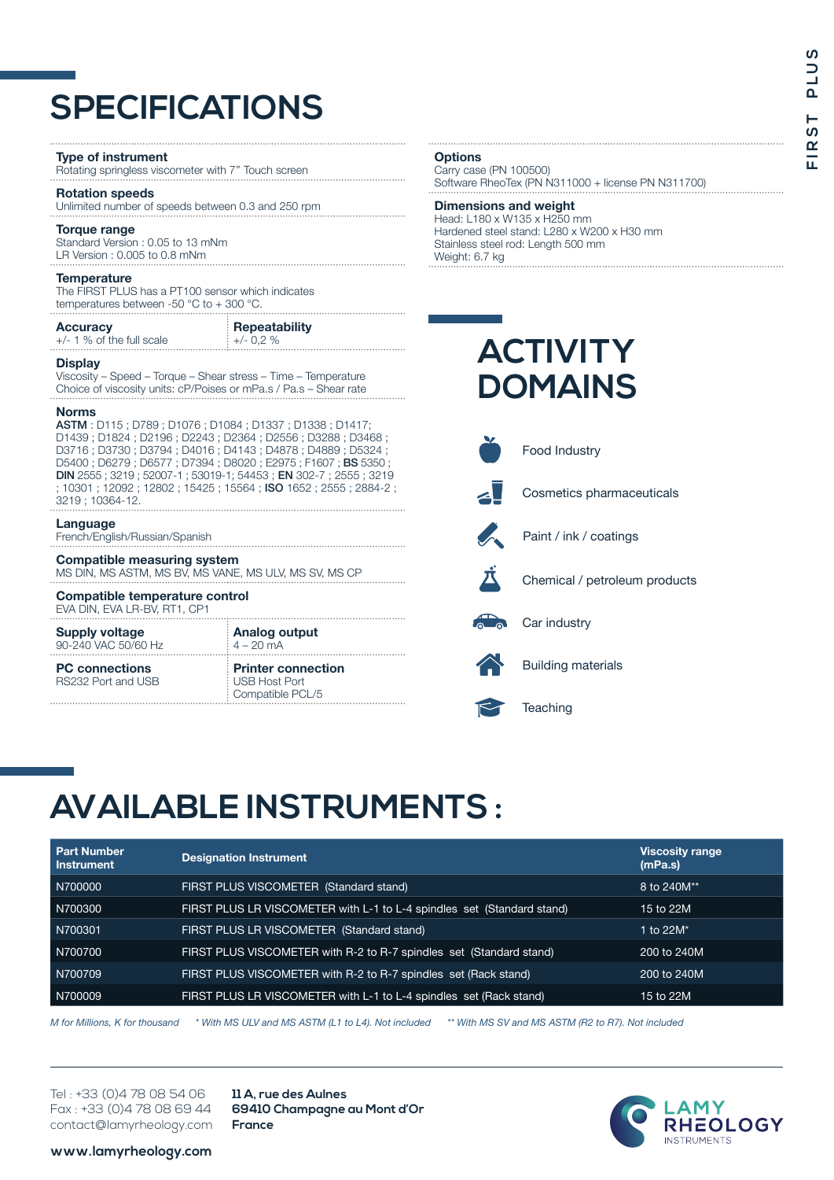# SPECIFICATIONS

**Type of instrument**
Rotating springless viscometer with 7" Touch screen

**Rotation speeds**
Unlimited number of speeds between 0.3 and 250 rpm

**Torque range**
Standard Version : 0.05 to 13 mNm
LR Version : 0.005 to 0.8 mNm

**Temperature**
The FIRST PLUS has a PT100 sensor which indicates temperatures between -50 °C to + 300 °C.

**Accuracy**
+/- 1 % of the full scale

**Repeatability**
+/- 0,2 %

**Display**
Viscosity – Speed – Torque – Shear stress – Time – Temperature
Choice of viscosity units: cP/Poises or mPa.s / Pa.s – Shear rate

**Norms**
**ASTM** : D115 ; D789 ; D1076 ; D1084 ; D1337 ; D1338 ; D1417; D1439 ; D1824 ; D2196 ; D2243 ; D2364 ; D2556 ; D3288 ; D3468 ; D3716 ; D3730 ; D3794 ; D4016 ; D4143 ; D4878 ; D4889 ; D5324 ; D5400 ; D6279 ; D6577 ; D7394 ; D8020 ; E2975 ; F1607 ; **BS** 5350 ; **DIN** 2555 ; 3219 ; 52007-1 ; 53019-1; 54453 ; **EN** 302-7 ; 2555 ; 3219 ; 10301 ; 12092 ; 12802 ; 15425 ; 15564 ; **ISO** 1652 ; 2555 ; 2884-2 ; 3219 ; 10364-12.

**Language**
French/English/Russian/Spanish

**Compatible measuring system**
MS DIN, MS ASTM, MS BV, MS VANE, MS ULV, MS SV, MS CP

**Compatible temperature control**
EVA DIN, EVA LR-BV, RT1, CP1

**Supply voltage**
90-240 VAC 50/60 Hz

**Analog output**
4 – 20 mA

**PC connections**
RS232 Port and USB

**Printer connection**
USB Host Port
Compatible PCL/5

**Options**
Carry case (PN 100500)
Software RheoTex (PN N311000 + license PN N311700)

**Dimensions and weight**
Head: L180 x W135 x H250 mm
Hardened steel stand: L280 x W200 x H30 mm
Stainless steel rod: Length 500 mm
Weight: 6.7 kg

# ACTIVITY DOMAINS

- Food Industry
- Cosmetics pharmaceuticals
- Paint / ink / coatings
- Chemical / petroleum products
- Car industry
- Building materials
- Teaching

# AVAILABLE INSTRUMENTS :

| Part Number Instrument | Designation Instrument | Viscosity range (mPa.s) |
|---|---|---|
| N700000 | FIRST PLUS VISCOMETER (Standard stand) | 8 to 240M** |
| N700300 | FIRST PLUS LR VISCOMETER with L-1 to L-4 spindles set (Standard stand) | 15 to 22M |
| N700301 | FIRST PLUS LR VISCOMETER (Standard stand) | 1 to 22M* |
| N700700 | FIRST PLUS VISCOMETER with R-2 to R-7 spindles set (Standard stand) | 200 to 240M |
| N700709 | FIRST PLUS VISCOMETER with R-2 to R-7 spindles set (Rack stand) | 200 to 240M |
| N700009 | FIRST PLUS LR VISCOMETER with L-1 to L-4 spindles set (Rack stand) | 15 to 22M |

*M for Millions, K for thousand* *\* With MS ULV and MS ASTM (L1 to L4). Not included* *\*\* With MS SV and MS ASTM (R2 to R7). Not included*

Tel : +33 (0)4 78 08 54 06
Fax : +33 (0)4 78 08 69 44
contact@lamyrheology.com

**11 A, rue des Aulnes**
**69410 Champagne au Mont d'Or**
**France**

**www.lamyrheology.com**

LAMY RHEOLOGY INSTRUMENTS